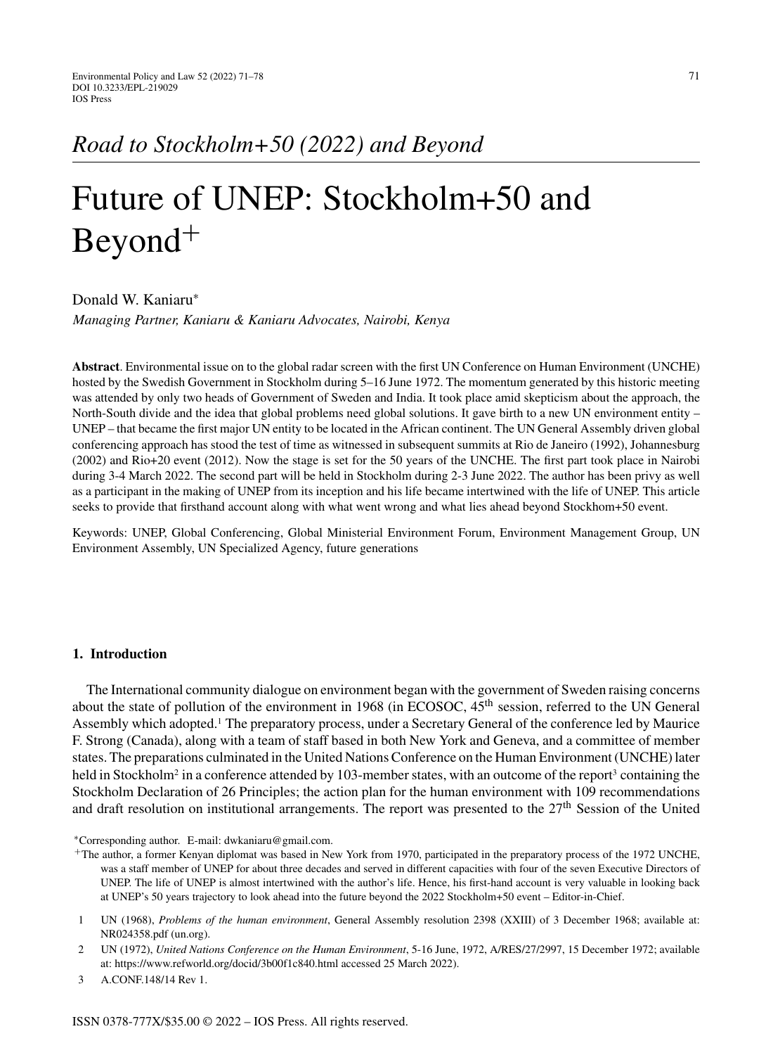*Road to Stockholm+50 (2022) and Beyond*

# Future of UNEP: Stockholm+50 and Beyond[+]

Donald W. Kaniaru[*]

*Managing Partner, Kaniaru & Kaniaru Advocates, Nairobi, Kenya*

**Abstract**. Environmental issue on to the global radar screen with the first UN Conference on Human Environment (UNCHE) hosted by the Swedish Government in Stockholm during 5–16 June 1972. The momentum generated by this historic meeting was attended by only two heads of Government of Sweden and India. It took place amid skepticism about the approach, the North-South divide and the idea that global problems need global solutions. It gave birth to a new UN environment entity – UNEP – that became the first major UN entity to be located in the African continent. The UN General Assembly driven global conferencing approach has stood the test of time as witnessed in subsequent summits at Rio de Janeiro (1992), Johannesburg (2002) and Rio+20 event (2012). Now the stage is set for the 50 years of the UNCHE. The first part took place in Nairobi during 3-4 March 2022. The second part will be held in Stockholm during 2-3 June 2022. The author has been privy as well as a participant in the making of UNEP from its inception and his life became intertwined with the life of UNEP. This article seeks to provide that firsthand account along with what went wrong and what lies ahead beyond Stockhom+50 event.

Keywords: UNEP, Global Conferencing, Global Ministerial Environment Forum, Environment Management Group, UN Environment Assembly, UN Specialized Agency, future generations

## 1. Introduction

The International community dialogue on environment began with the government of Sweden raising concerns about the state of pollution of the environment in 1968 (in ECOSOC, 45th session, referred to the UN General Assembly which adopted.[1] The preparatory process, under a Secretary General of the conference led by Maurice F. Strong (Canada), along with a team of staff based in both New York and Geneva, and a committee of member states. The preparations culminated in the United Nations Conference on the Human Environment (UNCHE) later held in Stockholm[2] in a conference attended by 103-member states, with an outcome of the report[3] containing the Stockholm Declaration of 26 Principles; the action plan for the human environment with 109 recommendations and draft resolution on institutional arrangements. The report was presented to the 27th Session of the United

[*]Corresponding author. E-mail: dwkaniaru@gmail.com.

[+]The author, a former Kenyan diplomat was based in New York from 1970, participated in the preparatory process of the 1972 UNCHE, was a staff member of UNEP for about three decades and served in different capacities with four of the seven Executive Directors of UNEP. The life of UNEP is almost intertwined with the author's life. Hence, his first-hand account is very valuable in looking back at UNEP's 50 years trajectory to look ahead into the future beyond the 2022 Stockholm+50 event – Editor-in-Chief.

1 UN (1968), *Problems of the human environment*, General Assembly resolution 2398 (XXIII) of 3 December 1968; available at: NR024358.pdf (un.org).

2 UN (1972), *United Nations Conference on the Human Environment*, 5-16 June, 1972, A/RES/27/2997, 15 December 1972; available at: https://www.refworld.org/docid/3b00f1c840.html accessed 25 March 2022).

3 A.CONF.148/14 Rev 1.

ISSN 0378-777X/$35.00 © 2022 – IOS Press. All rights reserved.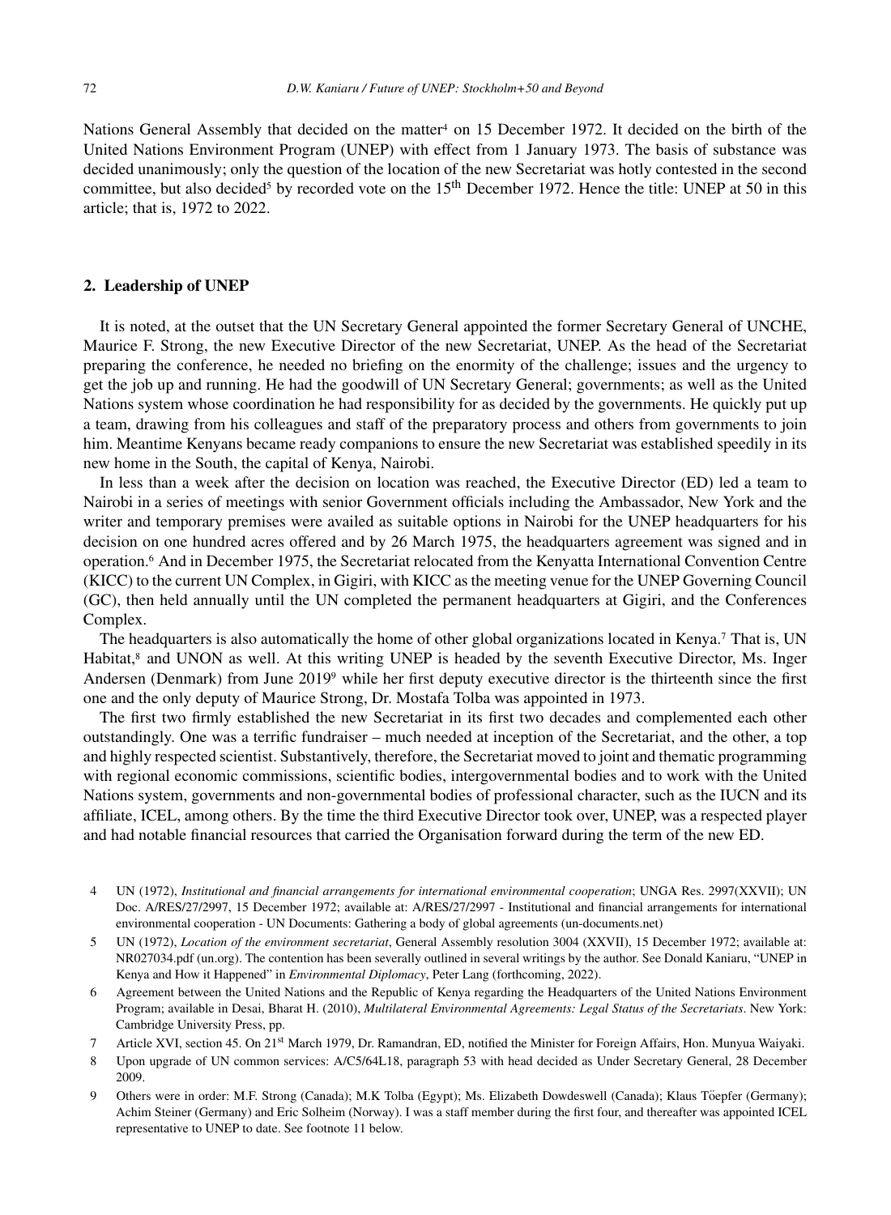Nations General Assembly that decided on the matter[4] on 15 December 1972. It decided on the birth of the United Nations Environment Program (UNEP) with effect from 1 January 1973. The basis of substance was decided unanimously; only the question of the location of the new Secretariat was hotly contested in the second committee, but also decided[5] by recorded vote on the 15th December 1972. Hence the title: UNEP at 50 in this article; that is, 1972 to 2022.

## 2. Leadership of UNEP

It is noted, at the outset that the UN Secretary General appointed the former Secretary General of UNCHE, Maurice F. Strong, the new Executive Director of the new Secretariat, UNEP. As the head of the Secretariat preparing the conference, he needed no briefing on the enormity of the challenge; issues and the urgency to get the job up and running. He had the goodwill of UN Secretary General; governments; as well as the United Nations system whose coordination he had responsibility for as decided by the governments. He quickly put up a team, drawing from his colleagues and staff of the preparatory process and others from governments to join him. Meantime Kenyans became ready companions to ensure the new Secretariat was established speedily in its new home in the South, the capital of Kenya, Nairobi.

In less than a week after the decision on location was reached, the Executive Director (ED) led a team to Nairobi in a series of meetings with senior Government officials including the Ambassador, New York and the writer and temporary premises were availed as suitable options in Nairobi for the UNEP headquarters for his decision on one hundred acres offered and by 26 March 1975, the headquarters agreement was signed and in operation.[6] And in December 1975, the Secretariat relocated from the Kenyatta International Convention Centre (KICC) to the current UN Complex, in Gigiri, with KICC as the meeting venue for the UNEP Governing Council (GC), then held annually until the UN completed the permanent headquarters at Gigiri, and the Conferences Complex.

The headquarters is also automatically the home of other global organizations located in Kenya.[7] That is, UN Habitat,[8] and UNON as well. At this writing UNEP is headed by the seventh Executive Director, Ms. Inger Andersen (Denmark) from June 2019[9] while her first deputy executive director is the thirteenth since the first one and the only deputy of Maurice Strong, Dr. Mostafa Tolba was appointed in 1973.

The first two firmly established the new Secretariat in its first two decades and complemented each other outstandingly. One was a terrific fundraiser – much needed at inception of the Secretariat, and the other, a top and highly respected scientist. Substantively, therefore, the Secretariat moved to joint and thematic programming with regional economic commissions, scientific bodies, intergovernmental bodies and to work with the United Nations system, governments and non-governmental bodies of professional character, such as the IUCN and its affiliate, ICEL, among others. By the time the third Executive Director took over, UNEP, was a respected player and had notable financial resources that carried the Organisation forward during the term of the new ED.

4 UN (1972), *Institutional and financial arrangements for international environmental cooperation*; UNGA Res. 2997(XXVII); UN Doc. A/RES/27/2997, 15 December 1972; available at: A/RES/27/2997 - Institutional and financial arrangements for international environmental cooperation - UN Documents: Gathering a body of global agreements (un-documents.net)

5 UN (1972), *Location of the environment secretariat*, General Assembly resolution 3004 (XXVII), 15 December 1972; available at: NR027034.pdf (un.org). The contention has been severally outlined in several writings by the author. See Donald Kaniaru, "UNEP in Kenya and How it Happened" in *Environmental Diplomacy*, Peter Lang (forthcoming, 2022).

6 Agreement between the United Nations and the Republic of Kenya regarding the Headquarters of the United Nations Environment Program; available in Desai, Bharat H. (2010), *Multilateral Environmental Agreements: Legal Status of the Secretariats*. New York: Cambridge University Press, pp.

7 Article XVI, section 45. On 21st March 1979, Dr. Ramandran, ED, notified the Minister for Foreign Affairs, Hon. Munyua Waiyaki.

8 Upon upgrade of UN common services: A/C5/64L18, paragraph 53 with head decided as Under Secretary General, 28 December 2009.

9 Others were in order: M.F. Strong (Canada); M.K Tolba (Egypt); Ms. Elizabeth Dowdeswell (Canada); Klaus Tőepfer (Germany); Achim Steiner (Germany) and Eric Solheim (Norway). I was a staff member during the first four, and thereafter was appointed ICEL representative to UNEP to date. See footnote 11 below.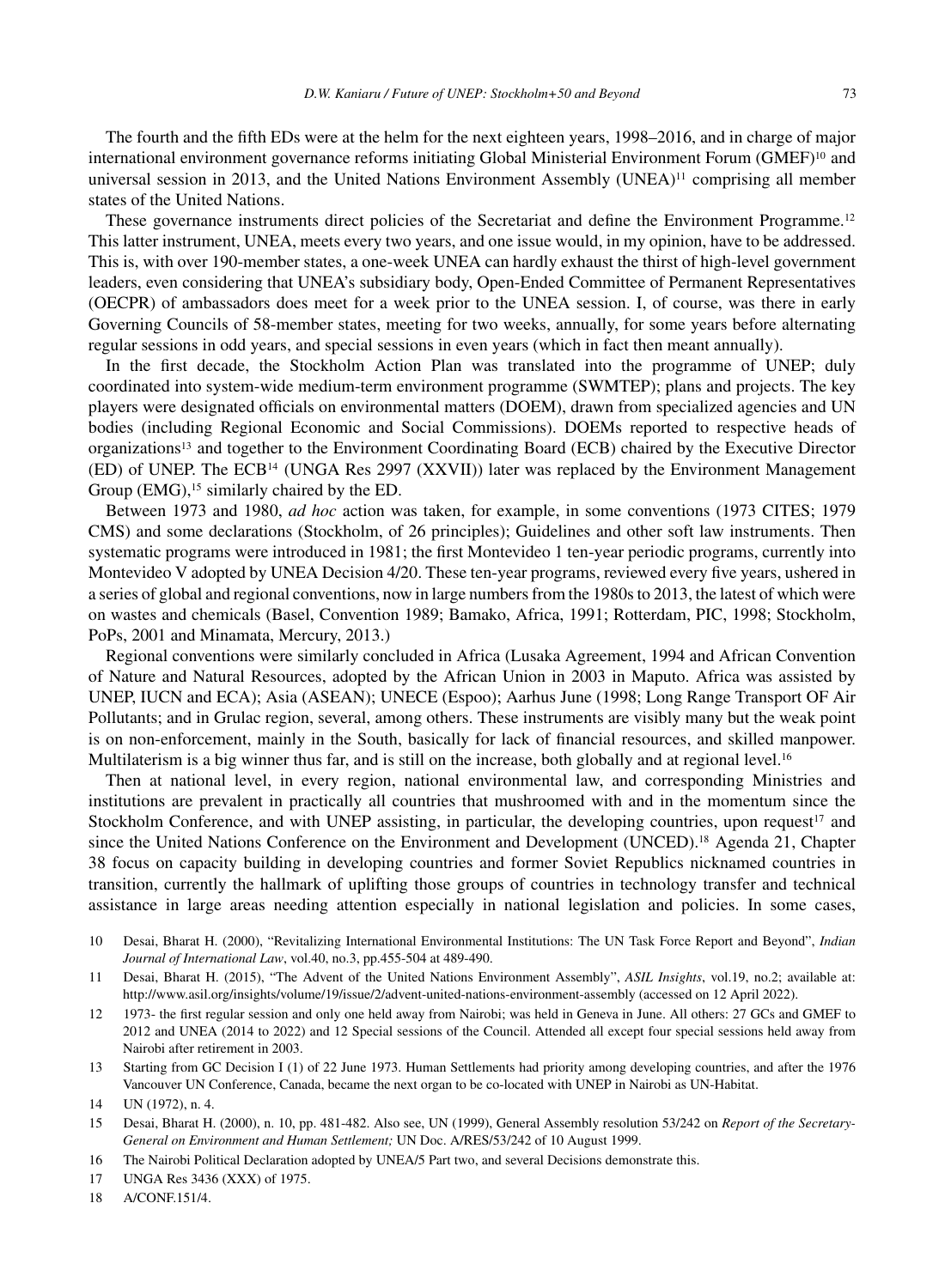The fourth and the fifth EDs were at the helm for the next eighteen years, 1998–2016, and in charge of major international environment governance reforms initiating Global Ministerial Environment Forum (GMEF)[10] and universal session in 2013, and the United Nations Environment Assembly (UNEA)[11] comprising all member states of the United Nations.

These governance instruments direct policies of the Secretariat and define the Environment Programme.[12] This latter instrument, UNEA, meets every two years, and one issue would, in my opinion, have to be addressed. This is, with over 190-member states, a one-week UNEA can hardly exhaust the thirst of high-level government leaders, even considering that UNEA's subsidiary body, Open-Ended Committee of Permanent Representatives (OECPR) of ambassadors does meet for a week prior to the UNEA session. I, of course, was there in early Governing Councils of 58-member states, meeting for two weeks, annually, for some years before alternating regular sessions in odd years, and special sessions in even years (which in fact then meant annually).

In the first decade, the Stockholm Action Plan was translated into the programme of UNEP; duly coordinated into system-wide medium-term environment programme (SWMTEP); plans and projects. The key players were designated officials on environmental matters (DOEM), drawn from specialized agencies and UN bodies (including Regional Economic and Social Commissions). DOEMs reported to respective heads of organizations[13] and together to the Environment Coordinating Board (ECB) chaired by the Executive Director (ED) of UNEP. The ECB[14] (UNGA Res 2997 (XXVII)) later was replaced by the Environment Management Group (EMG),[15] similarly chaired by the ED.

Between 1973 and 1980, *ad hoc* action was taken, for example, in some conventions (1973 CITES; 1979 CMS) and some declarations (Stockholm, of 26 principles); Guidelines and other soft law instruments. Then systematic programs were introduced in 1981; the first Montevideo 1 ten-year periodic programs, currently into Montevideo V adopted by UNEA Decision 4/20. These ten-year programs, reviewed every five years, ushered in a series of global and regional conventions, now in large numbers from the 1980s to 2013, the latest of which were on wastes and chemicals (Basel, Convention 1989; Bamako, Africa, 1991; Rotterdam, PIC, 1998; Stockholm, PoPs, 2001 and Minamata, Mercury, 2013.)

Regional conventions were similarly concluded in Africa (Lusaka Agreement, 1994 and African Convention of Nature and Natural Resources, adopted by the African Union in 2003 in Maputo. Africa was assisted by UNEP, IUCN and ECA); Asia (ASEAN); UNECE (Espoo); Aarhus June (1998; Long Range Transport OF Air Pollutants; and in Grulac region, several, among others. These instruments are visibly many but the weak point is on non-enforcement, mainly in the South, basically for lack of financial resources, and skilled manpower. Multilaterism is a big winner thus far, and is still on the increase, both globally and at regional level.[16]

Then at national level, in every region, national environmental law, and corresponding Ministries and institutions are prevalent in practically all countries that mushroomed with and in the momentum since the Stockholm Conference, and with UNEP assisting, in particular, the developing countries, upon request[17] and since the United Nations Conference on the Environment and Development (UNCED).[18] Agenda 21, Chapter 38 focus on capacity building in developing countries and former Soviet Republics nicknamed countries in transition, currently the hallmark of uplifting those groups of countries in technology transfer and technical assistance in large areas needing attention especially in national legislation and policies. In some cases,

10 Desai, Bharat H. (2000), "Revitalizing International Environmental Institutions: The UN Task Force Report and Beyond", *Indian Journal of International Law*, vol.40, no.3, pp.455-504 at 489-490.

11 Desai, Bharat H. (2015), "The Advent of the United Nations Environment Assembly", *ASIL Insights*, vol.19, no.2; available at: http://www.asil.org/insights/volume/19/issue/2/advent-united-nations-environment-assembly (accessed on 12 April 2022).

12 1973- the first regular session and only one held away from Nairobi; was held in Geneva in June. All others: 27 GCs and GMEF to 2012 and UNEA (2014 to 2022) and 12 Special sessions of the Council. Attended all except four special sessions held away from Nairobi after retirement in 2003.

13 Starting from GC Decision I (1) of 22 June 1973. Human Settlements had priority among developing countries, and after the 1976 Vancouver UN Conference, Canada, became the next organ to be co-located with UNEP in Nairobi as UN-Habitat.

14 UN (1972), n. 4.

15 Desai, Bharat H. (2000), n. 10, pp. 481-482. Also see, UN (1999), General Assembly resolution 53/242 on *Report of the Secretary-General on Environment and Human Settlement;* UN Doc. A/RES/53/242 of 10 August 1999.

16 The Nairobi Political Declaration adopted by UNEA/5 Part two, and several Decisions demonstrate this.

17 UNGA Res 3436 (XXX) of 1975.

18 A/CONF.151/4.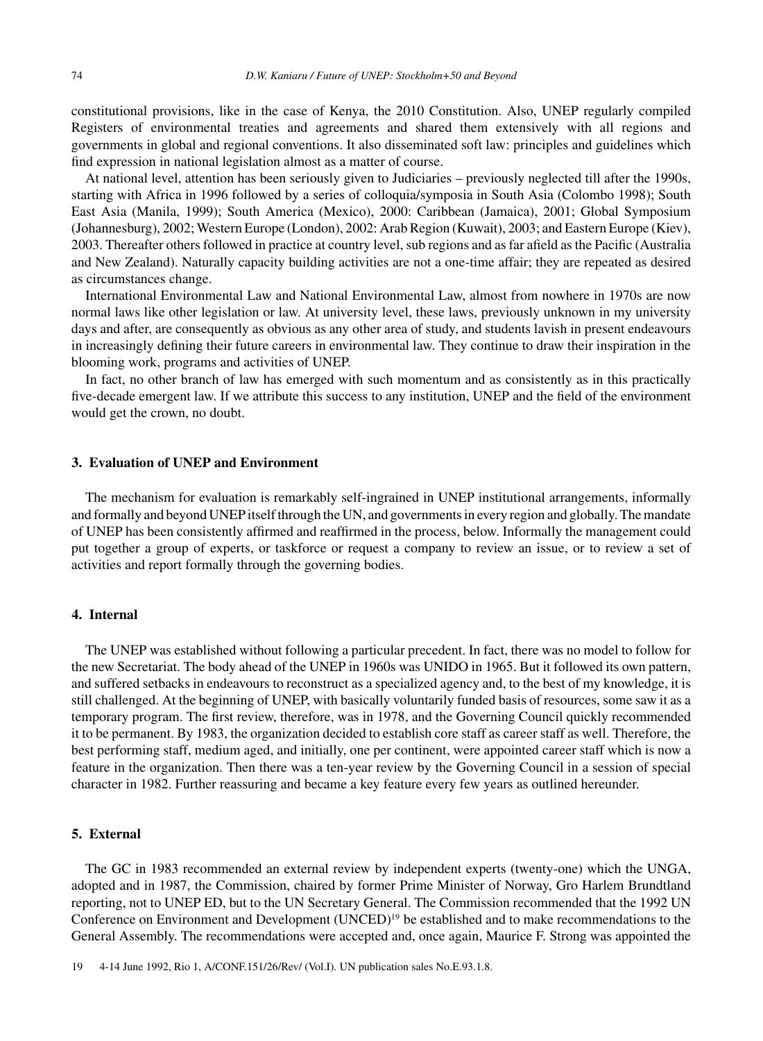constitutional provisions, like in the case of Kenya, the 2010 Constitution. Also, UNEP regularly compiled Registers of environmental treaties and agreements and shared them extensively with all regions and governments in global and regional conventions. It also disseminated soft law: principles and guidelines which find expression in national legislation almost as a matter of course.

At national level, attention has been seriously given to Judiciaries – previously neglected till after the 1990s, starting with Africa in 1996 followed by a series of colloquia/symposia in South Asia (Colombo 1998); South East Asia (Manila, 1999); South America (Mexico), 2000: Caribbean (Jamaica), 2001; Global Symposium (Johannesburg), 2002; Western Europe (London), 2002: Arab Region (Kuwait), 2003; and Eastern Europe (Kiev), 2003. Thereafter others followed in practice at country level, sub regions and as far afield as the Pacific (Australia and New Zealand). Naturally capacity building activities are not a one-time affair; they are repeated as desired as circumstances change.

International Environmental Law and National Environmental Law, almost from nowhere in 1970s are now normal laws like other legislation or law. At university level, these laws, previously unknown in my university days and after, are consequently as obvious as any other area of study, and students lavish in present endeavours in increasingly defining their future careers in environmental law. They continue to draw their inspiration in the blooming work, programs and activities of UNEP.

In fact, no other branch of law has emerged with such momentum and as consistently as in this practically five-decade emergent law. If we attribute this success to any institution, UNEP and the field of the environment would get the crown, no doubt.

## 3. Evaluation of UNEP and Environment

The mechanism for evaluation is remarkably self-ingrained in UNEP institutional arrangements, informally and formally and beyond UNEP itself through the UN, and governments in every region and globally. The mandate of UNEP has been consistently affirmed and reaffirmed in the process, below. Informally the management could put together a group of experts, or taskforce or request a company to review an issue, or to review a set of activities and report formally through the governing bodies.

## 4. Internal

The UNEP was established without following a particular precedent. In fact, there was no model to follow for the new Secretariat. The body ahead of the UNEP in 1960s was UNIDO in 1965. But it followed its own pattern, and suffered setbacks in endeavours to reconstruct as a specialized agency and, to the best of my knowledge, it is still challenged. At the beginning of UNEP, with basically voluntarily funded basis of resources, some saw it as a temporary program. The first review, therefore, was in 1978, and the Governing Council quickly recommended it to be permanent. By 1983, the organization decided to establish core staff as career staff as well. Therefore, the best performing staff, medium aged, and initially, one per continent, were appointed career staff which is now a feature in the organization. Then there was a ten-year review by the Governing Council in a session of special character in 1982. Further reassuring and became a key feature every few years as outlined hereunder.

## 5. External

The GC in 1983 recommended an external review by independent experts (twenty-one) which the UNGA, adopted and in 1987, the Commission, chaired by former Prime Minister of Norway, Gro Harlem Brundtland reporting, not to UNEP ED, but to the UN Secretary General. The Commission recommended that the 1992 UN Conference on Environment and Development (UNCED)[19] be established and to make recommendations to the General Assembly. The recommendations were accepted and, once again, Maurice F. Strong was appointed the

19 4-14 June 1992, Rio 1, A/CONF.151/26/Rev/ (Vol.I). UN publication sales No.E.93.1.8.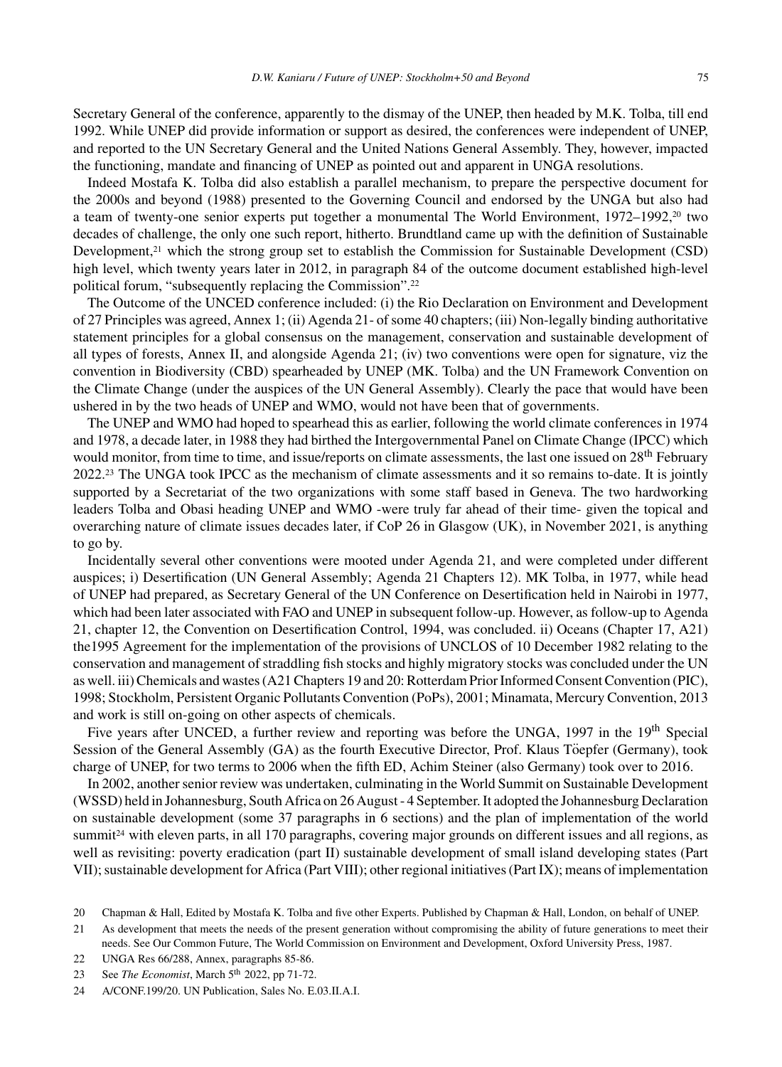Secretary General of the conference, apparently to the dismay of the UNEP, then headed by M.K. Tolba, till end 1992. While UNEP did provide information or support as desired, the conferences were independent of UNEP, and reported to the UN Secretary General and the United Nations General Assembly. They, however, impacted the functioning, mandate and financing of UNEP as pointed out and apparent in UNGA resolutions.

Indeed Mostafa K. Tolba did also establish a parallel mechanism, to prepare the perspective document for the 2000s and beyond (1988) presented to the Governing Council and endorsed by the UNGA but also had a team of twenty-one senior experts put together a monumental The World Environment, 1972–1992,[20] two decades of challenge, the only one such report, hitherto. Brundtland came up with the definition of Sustainable Development,[21] which the strong group set to establish the Commission for Sustainable Development (CSD) high level, which twenty years later in 2012, in paragraph 84 of the outcome document established high-level political forum, "subsequently replacing the Commission".[22]

The Outcome of the UNCED conference included: (i) the Rio Declaration on Environment and Development of 27 Principles was agreed, Annex 1; (ii) Agenda 21- of some 40 chapters; (iii) Non-legally binding authoritative statement principles for a global consensus on the management, conservation and sustainable development of all types of forests, Annex II, and alongside Agenda 21; (iv) two conventions were open for signature, viz the convention in Biodiversity (CBD) spearheaded by UNEP (MK. Tolba) and the UN Framework Convention on the Climate Change (under the auspices of the UN General Assembly). Clearly the pace that would have been ushered in by the two heads of UNEP and WMO, would not have been that of governments.

The UNEP and WMO had hoped to spearhead this as earlier, following the world climate conferences in 1974 and 1978, a decade later, in 1988 they had birthed the Intergovernmental Panel on Climate Change (IPCC) which would monitor, from time to time, and issue/reports on climate assessments, the last one issued on 28th February 2022.[23] The UNGA took IPCC as the mechanism of climate assessments and it so remains to-date. It is jointly supported by a Secretariat of the two organizations with some staff based in Geneva. The two hardworking leaders Tolba and Obasi heading UNEP and WMO -were truly far ahead of their time- given the topical and overarching nature of climate issues decades later, if CoP 26 in Glasgow (UK), in November 2021, is anything to go by.

Incidentally several other conventions were mooted under Agenda 21, and were completed under different auspices; i) Desertification (UN General Assembly; Agenda 21 Chapters 12). MK Tolba, in 1977, while head of UNEP had prepared, as Secretary General of the UN Conference on Desertification held in Nairobi in 1977, which had been later associated with FAO and UNEP in subsequent follow-up. However, as follow-up to Agenda 21, chapter 12, the Convention on Desertification Control, 1994, was concluded. ii) Oceans (Chapter 17, A21) the1995 Agreement for the implementation of the provisions of UNCLOS of 10 December 1982 relating to the conservation and management of straddling fish stocks and highly migratory stocks was concluded under the UN as well. iii) Chemicals and wastes (A21 Chapters 19 and 20: Rotterdam Prior Informed Consent Convention (PIC), 1998; Stockholm, Persistent Organic Pollutants Convention (PoPs), 2001; Minamata, Mercury Convention, 2013 and work is still on-going on other aspects of chemicals.

Five years after UNCED, a further review and reporting was before the UNGA, 1997 in the 19th Special Session of the General Assembly (GA) as the fourth Executive Director, Prof. Klaus Töepfer (Germany), took charge of UNEP, for two terms to 2006 when the fifth ED, Achim Steiner (also Germany) took over to 2016.

In 2002, another senior review was undertaken, culminating in the World Summit on Sustainable Development (WSSD) held in Johannesburg, South Africa on 26 August - 4 September. It adopted the Johannesburg Declaration on sustainable development (some 37 paragraphs in 6 sections) and the plan of implementation of the world summit[24] with eleven parts, in all 170 paragraphs, covering major grounds on different issues and all regions, as well as revisiting: poverty eradication (part II) sustainable development of small island developing states (Part VII); sustainable development for Africa (Part VIII); other regional initiatives (Part IX); means of implementation

20 Chapman & Hall, Edited by Mostafa K. Tolba and five other Experts. Published by Chapman & Hall, London, on behalf of UNEP.

21 As development that meets the needs of the present generation without compromising the ability of future generations to meet their needs. See Our Common Future, The World Commission on Environment and Development, Oxford University Press, 1987.

22 UNGA Res 66/288, Annex, paragraphs 85-86.

23 See *The Economist*, March 5th 2022, pp 71-72.

24 A/CONF.199/20. UN Publication, Sales No. E.03.II.A.I.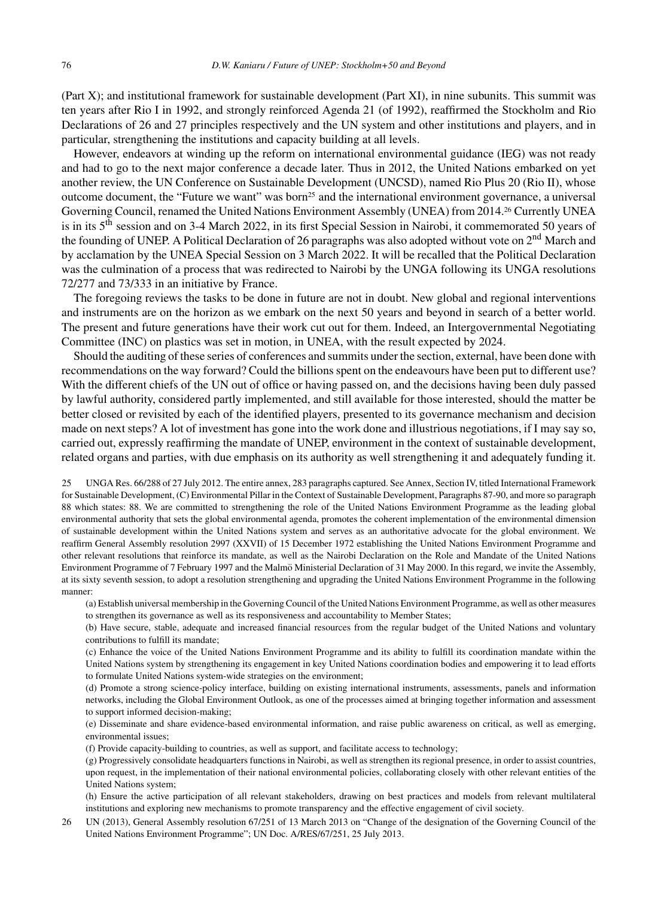(Part X); and institutional framework for sustainable development (Part XI), in nine subunits. This summit was ten years after Rio I in 1992, and strongly reinforced Agenda 21 (of 1992), reaffirmed the Stockholm and Rio Declarations of 26 and 27 principles respectively and the UN system and other institutions and players, and in particular, strengthening the institutions and capacity building at all levels.

However, endeavors at winding up the reform on international environmental guidance (IEG) was not ready and had to go to the next major conference a decade later. Thus in 2012, the United Nations embarked on yet another review, the UN Conference on Sustainable Development (UNCSD), named Rio Plus 20 (Rio II), whose outcome document, the "Future we want" was born[25] and the international environment governance, a universal Governing Council, renamed the United Nations Environment Assembly (UNEA) from 2014.[26] Currently UNEA is in its 5th session and on 3-4 March 2022, in its first Special Session in Nairobi, it commemorated 50 years of the founding of UNEP. A Political Declaration of 26 paragraphs was also adopted without vote on 2nd March and by acclamation by the UNEA Special Session on 3 March 2022. It will be recalled that the Political Declaration was the culmination of a process that was redirected to Nairobi by the UNGA following its UNGA resolutions 72/277 and 73/333 in an initiative by France.

The foregoing reviews the tasks to be done in future are not in doubt. New global and regional interventions and instruments are on the horizon as we embark on the next 50 years and beyond in search of a better world. The present and future generations have their work cut out for them. Indeed, an Intergovernmental Negotiating Committee (INC) on plastics was set in motion, in UNEA, with the result expected by 2024.

Should the auditing of these series of conferences and summits under the section, external, have been done with recommendations on the way forward? Could the billions spent on the endeavours have been put to different use? With the different chiefs of the UN out of office or having passed on, and the decisions having been duly passed by lawful authority, considered partly implemented, and still available for those interested, should the matter be better closed or revisited by each of the identified players, presented to its governance mechanism and decision made on next steps? A lot of investment has gone into the work done and illustrious negotiations, if I may say so, carried out, expressly reaffirming the mandate of UNEP, environment in the context of sustainable development, related organs and parties, with due emphasis on its authority as well strengthening it and adequately funding it.

25 UNGA Res. 66/288 of 27 July 2012. The entire annex, 283 paragraphs captured. See Annex, Section IV, titled International Framework for Sustainable Development, (C) Environmental Pillar in the Context of Sustainable Development, Paragraphs 87-90, and more so paragraph 88 which states: 88. We are committed to strengthening the role of the United Nations Environment Programme as the leading global environmental authority that sets the global environmental agenda, promotes the coherent implementation of the environmental dimension of sustainable development within the United Nations system and serves as an authoritative advocate for the global environment. We reaffirm General Assembly resolution 2997 (XXVII) of 15 December 1972 establishing the United Nations Environment Programme and other relevant resolutions that reinforce its mandate, as well as the Nairobi Declaration on the Role and Mandate of the United Nations Environment Programme of 7 February 1997 and the Malmö Ministerial Declaration of 31 May 2000. In this regard, we invite the Assembly, at its sixty seventh session, to adopt a resolution strengthening and upgrading the United Nations Environment Programme in the following manner:

(a) Establish universal membership in the Governing Council of the United Nations Environment Programme, as well as other measures to strengthen its governance as well as its responsiveness and accountability to Member States;

(b) Have secure, stable, adequate and increased financial resources from the regular budget of the United Nations and voluntary contributions to fulfill its mandate;

(c) Enhance the voice of the United Nations Environment Programme and its ability to fulfill its coordination mandate within the United Nations system by strengthening its engagement in key United Nations coordination bodies and empowering it to lead efforts to formulate United Nations system-wide strategies on the environment;

(d) Promote a strong science-policy interface, building on existing international instruments, assessments, panels and information networks, including the Global Environment Outlook, as one of the processes aimed at bringing together information and assessment to support informed decision-making;

(e) Disseminate and share evidence-based environmental information, and raise public awareness on critical, as well as emerging, environmental issues;

(f) Provide capacity-building to countries, as well as support, and facilitate access to technology;

(g) Progressively consolidate headquarters functions in Nairobi, as well as strengthen its regional presence, in order to assist countries, upon request, in the implementation of their national environmental policies, collaborating closely with other relevant entities of the United Nations system;

(h) Ensure the active participation of all relevant stakeholders, drawing on best practices and models from relevant multilateral institutions and exploring new mechanisms to promote transparency and the effective engagement of civil society.

26 UN (2013), General Assembly resolution 67/251 of 13 March 2013 on "Change of the designation of the Governing Council of the United Nations Environment Programme"; UN Doc. A/RES/67/251, 25 July 2013.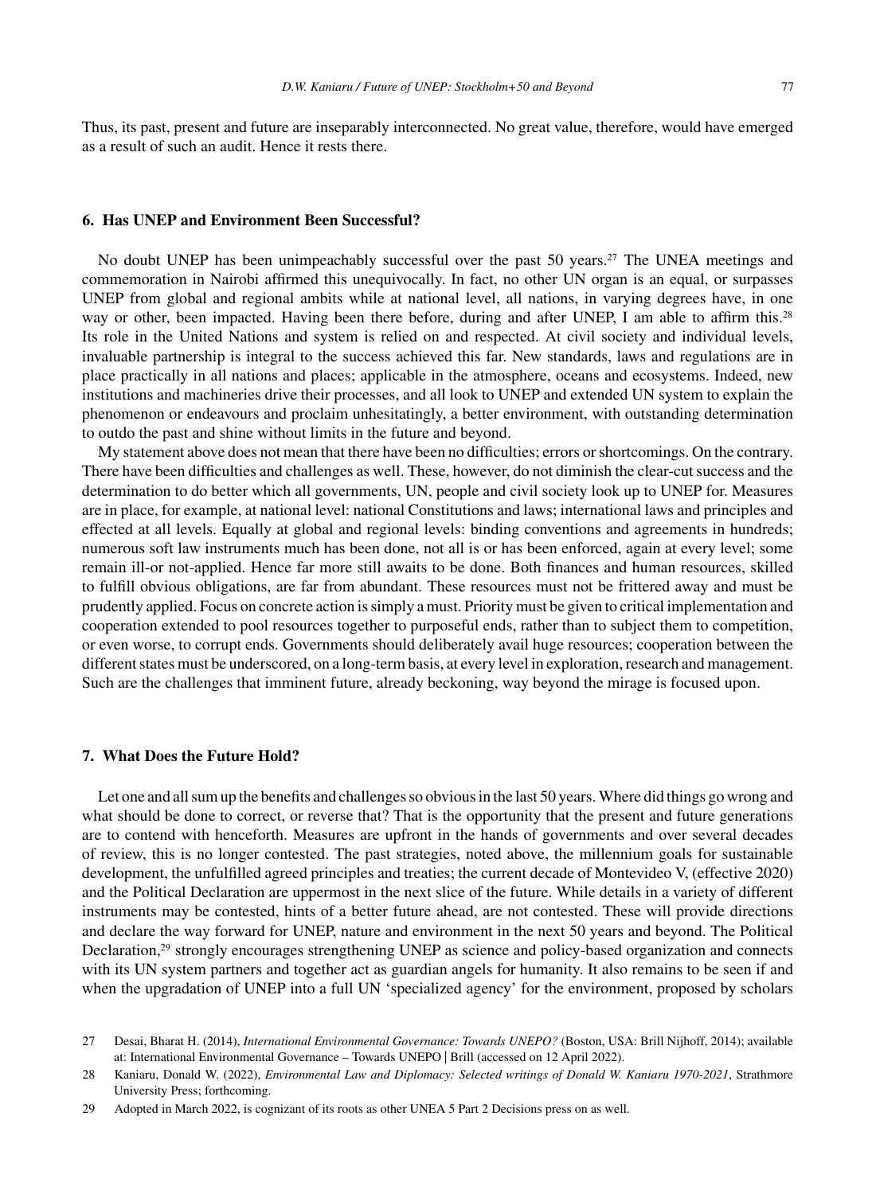Thus, its past, present and future are inseparably interconnected. No great value, therefore, would have emerged as a result of such an audit. Hence it rests there.

## 6. Has UNEP and Environment Been Successful?

No doubt UNEP has been unimpeachably successful over the past 50 years.[27] The UNEA meetings and commemoration in Nairobi affirmed this unequivocally. In fact, no other UN organ is an equal, or surpasses UNEP from global and regional ambits while at national level, all nations, in varying degrees have, in one way or other, been impacted. Having been there before, during and after UNEP, I am able to affirm this.[28] Its role in the United Nations and system is relied on and respected. At civil society and individual levels, invaluable partnership is integral to the success achieved this far. New standards, laws and regulations are in place practically in all nations and places; applicable in the atmosphere, oceans and ecosystems. Indeed, new institutions and machineries drive their processes, and all look to UNEP and extended UN system to explain the phenomenon or endeavours and proclaim unhesitatingly, a better environment, with outstanding determination to outdo the past and shine without limits in the future and beyond.

My statement above does not mean that there have been no difficulties; errors or shortcomings. On the contrary. There have been difficulties and challenges as well. These, however, do not diminish the clear-cut success and the determination to do better which all governments, UN, people and civil society look up to UNEP for. Measures are in place, for example, at national level: national Constitutions and laws; international laws and principles and effected at all levels. Equally at global and regional levels: binding conventions and agreements in hundreds; numerous soft law instruments much has been done, not all is or has been enforced, again at every level; some remain ill-or not-applied. Hence far more still awaits to be done. Both finances and human resources, skilled to fulfill obvious obligations, are far from abundant. These resources must not be frittered away and must be prudently applied. Focus on concrete action is simply a must. Priority must be given to critical implementation and cooperation extended to pool resources together to purposeful ends, rather than to subject them to competition, or even worse, to corrupt ends. Governments should deliberately avail huge resources; cooperation between the different states must be underscored, on a long-term basis, at every level in exploration, research and management. Such are the challenges that imminent future, already beckoning, way beyond the mirage is focused upon.

## 7. What Does the Future Hold?

Let one and all sum up the benefits and challenges so obvious in the last 50 years. Where did things go wrong and what should be done to correct, or reverse that? That is the opportunity that the present and future generations are to contend with henceforth. Measures are upfront in the hands of governments and over several decades of review, this is no longer contested. The past strategies, noted above, the millennium goals for sustainable development, the unfulfilled agreed principles and treaties; the current decade of Montevideo V, (effective 2020) and the Political Declaration are uppermost in the next slice of the future. While details in a variety of different instruments may be contested, hints of a better future ahead, are not contested. These will provide directions and declare the way forward for UNEP, nature and environment in the next 50 years and beyond. The Political Declaration,[29] strongly encourages strengthening UNEP as science and policy-based organization and connects with its UN system partners and together act as guardian angels for humanity. It also remains to be seen if and when the upgradation of UNEP into a full UN 'specialized agency' for the environment, proposed by scholars

---

27 Desai, Bharat H. (2014), *International Environmental Governance: Towards UNEPO?* (Boston, USA: Brill Nijhoff, 2014); available at: International Environmental Governance – Towards UNEPO | Brill (accessed on 12 April 2022).

28 Kaniaru, Donald W. (2022), *Environmental Law and Diplomacy: Selected writings of Donald W. Kaniaru 1970-2021*, Strathmore University Press; forthcoming.

29 Adopted in March 2022, is cognizant of its roots as other UNEA 5 Part 2 Decisions press on as well.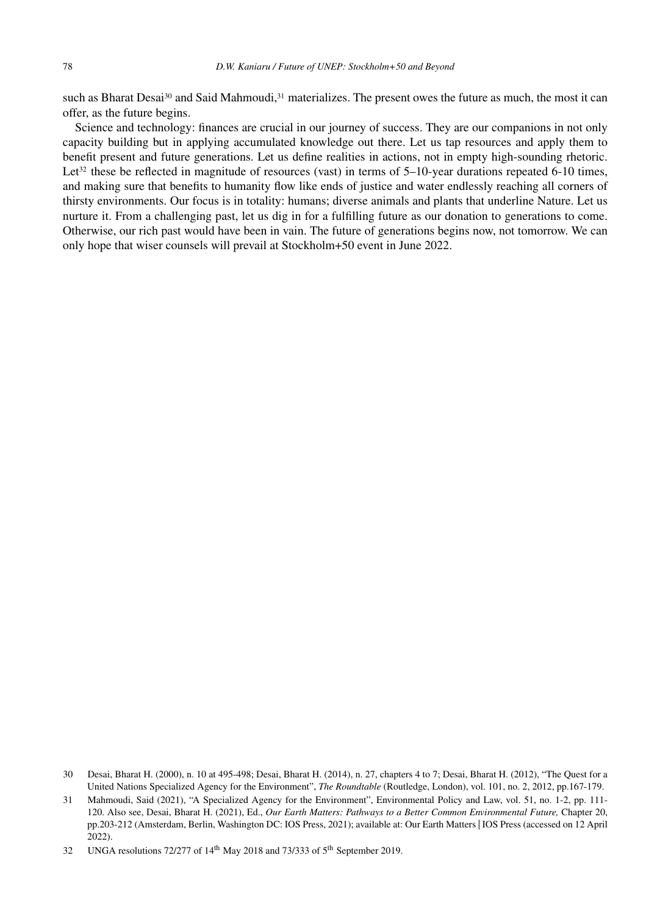such as Bharat Desai[30] and Said Mahmoudi,[31] materializes. The present owes the future as much, the most it can offer, as the future begins.

Science and technology: finances are crucial in our journey of success. They are our companions in not only capacity building but in applying accumulated knowledge out there. Let us tap resources and apply them to benefit present and future generations. Let us define realities in actions, not in empty high-sounding rhetoric. Let[32] these be reflected in magnitude of resources (vast) in terms of 5–10-year durations repeated 6-10 times, and making sure that benefits to humanity flow like ends of justice and water endlessly reaching all corners of thirsty environments. Our focus is in totality: humans; diverse animals and plants that underline Nature. Let us nurture it. From a challenging past, let us dig in for a fulfilling future as our donation to generations to come. Otherwise, our rich past would have been in vain. The future of generations begins now, not tomorrow. We can only hope that wiser counsels will prevail at Stockholm+50 event in June 2022.

---

30 Desai, Bharat H. (2000), n. 10 at 495-498; Desai, Bharat H. (2014), n. 27, chapters 4 to 7; Desai, Bharat H. (2012), "The Quest for a United Nations Specialized Agency for the Environment", *The Roundtable* (Routledge, London), vol. 101, no. 2, 2012, pp.167-179.

31 Mahmoudi, Said (2021), "A Specialized Agency for the Environment", Environmental Policy and Law, vol. 51, no. 1-2, pp. 111-120. Also see, Desai, Bharat H. (2021), Ed., *Our Earth Matters: Pathways to a Better Common Environmental Future,* Chapter 20, pp.203-212 (Amsterdam, Berlin, Washington DC: IOS Press, 2021); available at: Our Earth Matters | IOS Press (accessed on 12 April 2022).

32 UNGA resolutions 72/277 of 14th May 2018 and 73/333 of 5th September 2019.